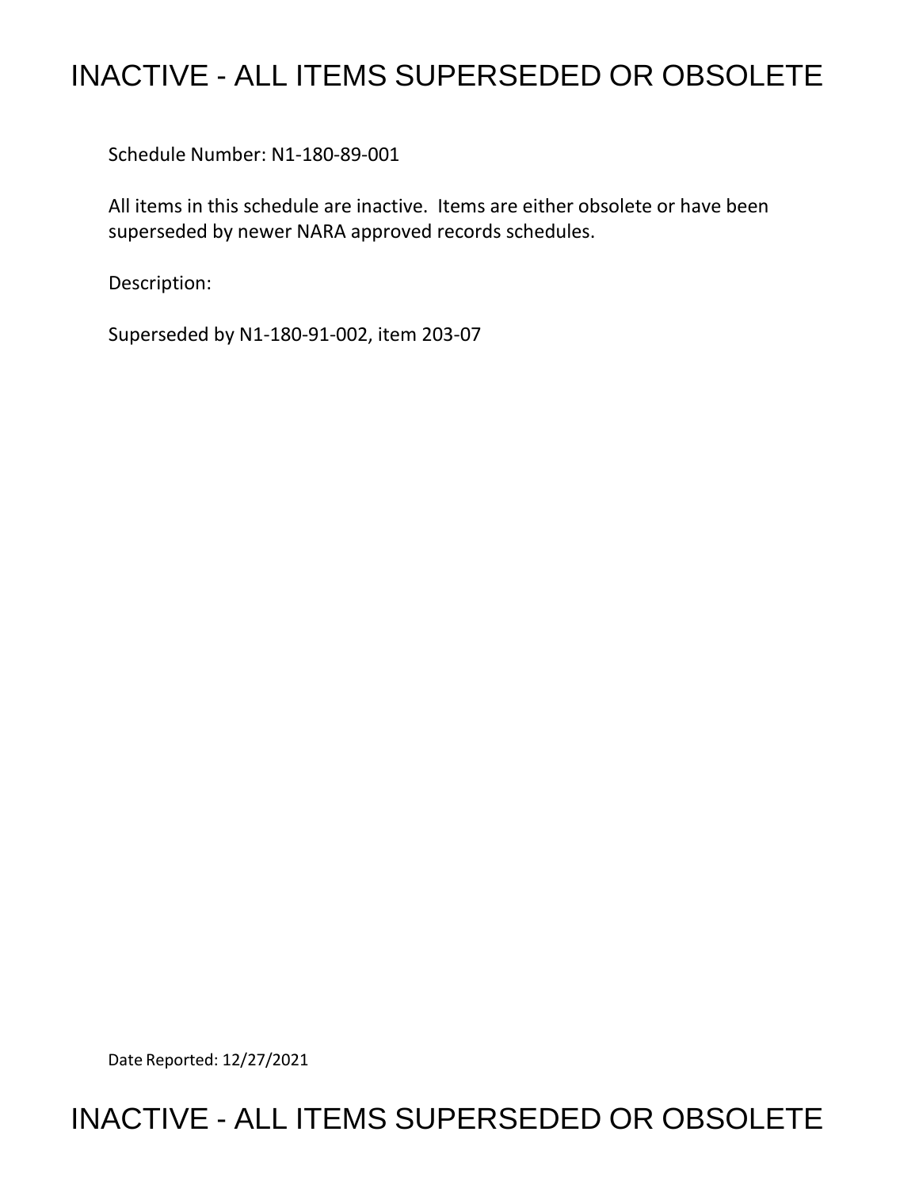# INACTIVE - ALL ITEMS SUPERSEDED OR OBSOLETE

Schedule Number: N1-180-89-001

All items in this schedule are inactive. Items are either obsolete or have been superseded by newer NARA approved records schedules.

Description:

Superseded by N1-180-91-002, item 203-07

Date Reported: 12/27/2021

# INACTIVE - ALL ITEMS SUPERSEDED OR OBSOLETE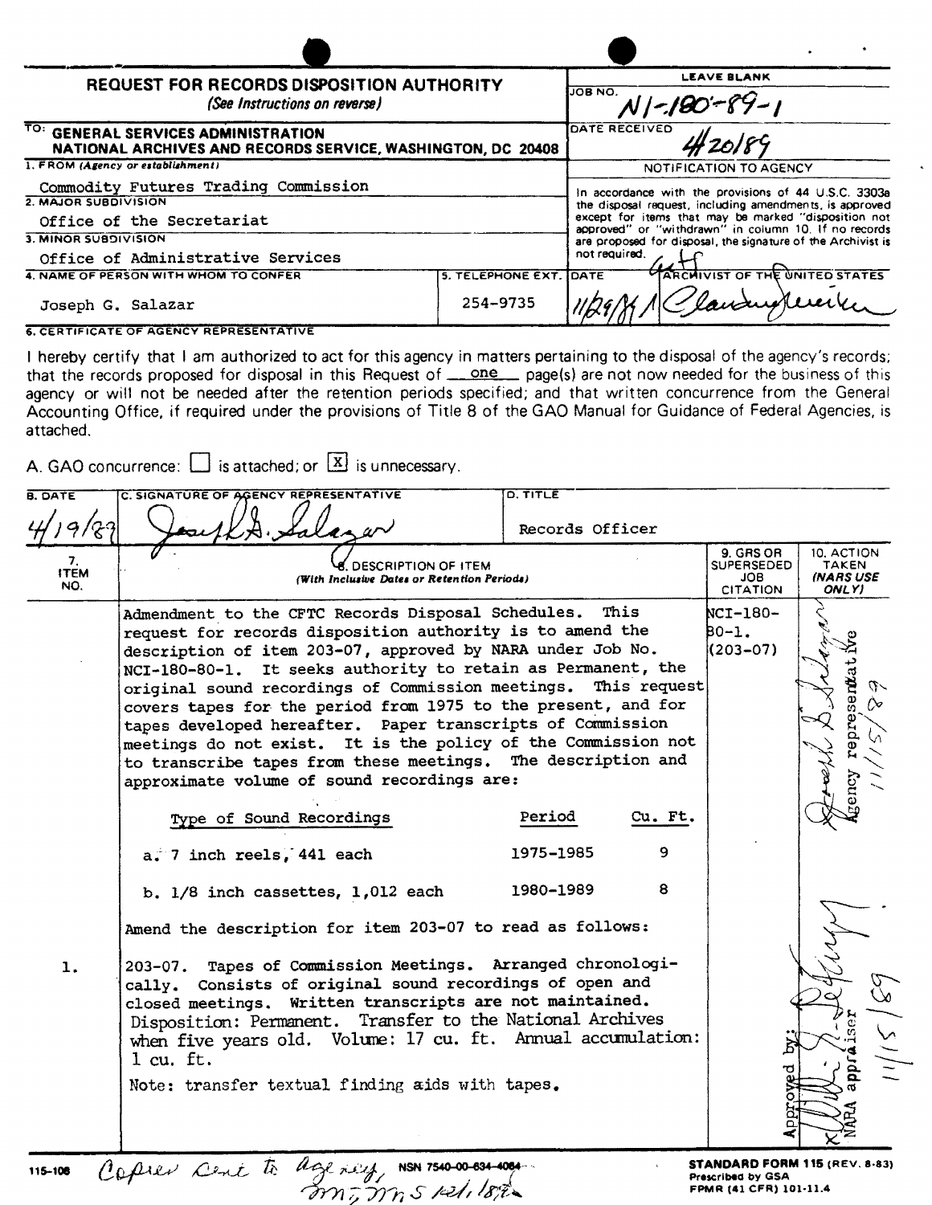# REQUEST FOR RECORDS DISPOSITION AUTHORITY

*(See Instructions on reverse)*

**TO: GENERAL SERVICES ADMINISTRATION NATIONAL ARCHIVES AND RECORDS SERVICE, WASHINGTON, DC 20408**

**LEAVE BLANK**

JOB NO. N1-180-89-1

DATE RECEIVED 4/20/89

NOTIFICATION TO AGENCY

In accordance with the provisions of 44 U.S.C. 3303a the disposal request, including amendments, is approved except for items that may be marked "disposition not approved" or "withdrawn" in column 10. If no records are proposed for disposal, the signature of the Archivist is not required.

DATE 11/29/89 ARCHIVIST OF THE UNITED STATES [signature]

1. FROM (Agency or establishment): Commodity Futures Trading Commission
2. MAJOR SUBDIVISION: Office of the Secretariat
3. MINOR SUBDIVISION: Office of Administrative Services
4. NAME OF PERSON WITH WHOM TO CONFER: Joseph G. Salazar
5. TELEPHONE EXT.: 254-9735

**6. CERTIFICATE OF AGENCY REPRESENTATIVE**

I hereby certify that I am authorized to act for this agency in matters pertaining to the disposal of the agency's records; that the records proposed for disposal in this Request of one page(s) are not now needed for the business of this agency or will not be needed after the retention periods specified; and that written concurrence from the General Accounting Office, if required under the provisions of Title 8 of the GAO Manual for Guidance of Federal Agencies, is attached.

A. GAO concurrence: ☐ is attached; or ☒ is unnecessary.

| B. DATE | C. SIGNATURE OF AGENCY REPRESENTATIVE | D. TITLE |
|---|---|---|
| 4/19/89 | Joseph G. Salazar | Records Officer |

| 7. ITEM NO. | 8. DESCRIPTION OF ITEM (With Inclusive Dates or Retention Periods) | 9. GRS OR SUPERSEDED JOB CITATION | 10. ACTION TAKEN (NARS USE ONLY) |
|---|---|---|---|
| | Admendment to the CFTC Records Disposal Schedules. This request for records disposition authority is to amend the description of item 203-07, approved by NARA under Job No. NCI-180-80-1. It seeks authority to retain as Permanent, the original sound recordings of Commission meetings. This request covers tapes for the period from 1975 to the present, and for tapes developed hereafter. Paper transcripts of Commission meetings do not exist. It is the policy of the Commission not to transcribe tapes from these meetings. The description and approximate volume of sound recordings are: | NCI-180-80-1. (203-07) | Joseph G. Salazar Agency representative 11/15/89 |
| | Type of Sound Recordings / Period / Cu. Ft. | | |
| | a. 7 inch reels, 441 each / 1975-1985 / 9 | | |
| | b. 1/8 inch cassettes, 1,012 each / 1980-1989 / 8 | | |
| | Amend the description for item 203-07 to read as follows: | | |
| 1. | 203-07. Tapes of Commission Meetings. Arranged chronologically. Consists of original sound recordings of open and closed meetings. Written transcripts are not maintained. Disposition: Permanent. Transfer to the National Archives when five years old. Volume: 17 cu. ft. Annual accumulation: 1 cu. ft. | | Approved by: [signature] NARA appraiser 11/15/89 |
| | Note: transfer textual finding aids with tapes. | | |

115-108 *Copies sent to agency, NN, NNS 12/1/89*

NSN 7540-00-634-4064

**STANDARD FORM 115** (REV. 8-83) Prescribed by GSA FPMR (41 CFR) 101-11.4